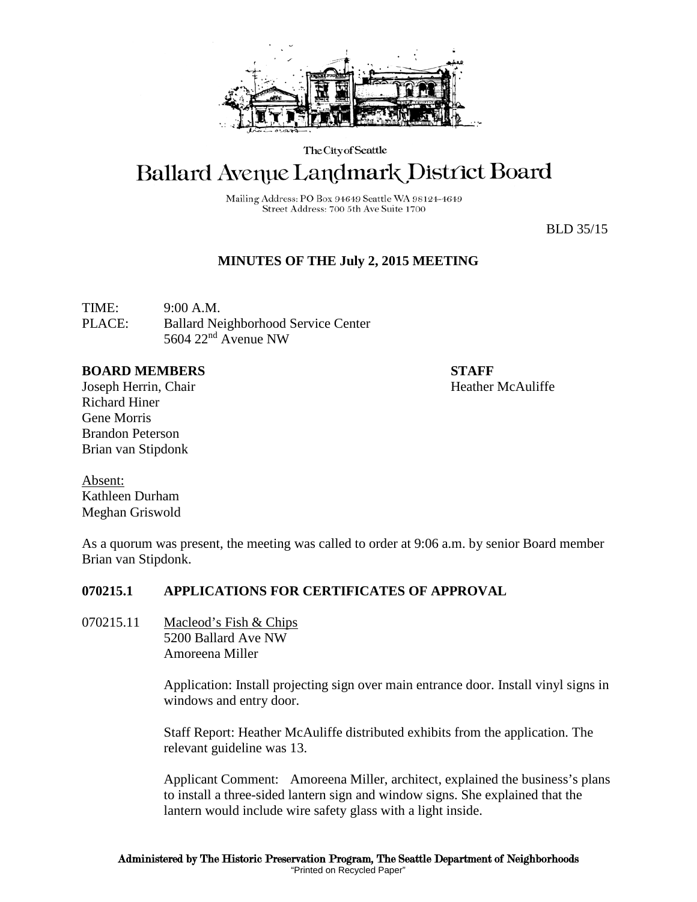The City of Seattle

# Ballard Avenue Landmark District Board

Mailing Address: PO Box 94649 Seattle WA 98124-4649
Street Address: 700 5th Ave Suite 1700

BLD 35/15

## MINUTES OF THE July 2, 2015 MEETING

TIME: 9:00 A.M.
PLACE: Ballard Neighborhood Service Center
5604 22nd Avenue NW

**BOARD MEMBERS**
Joseph Herrin, Chair
Richard Hiner
Gene Morris
Brandon Peterson
Brian van Stipdonk

**STAFF**
Heather McAuliffe

Absent:
Kathleen Durham
Meghan Griswold

As a quorum was present, the meeting was called to order at 9:06 a.m. by senior Board member Brian van Stipdonk.

**070215.1 APPLICATIONS FOR CERTIFICATES OF APPROVAL**

070215.11 Macleod's Fish & Chips
5200 Ballard Ave NW
Amoreena Miller

Application: Install projecting sign over main entrance door. Install vinyl signs in windows and entry door.

Staff Report: Heather McAuliffe distributed exhibits from the application. The relevant guideline was 13.

Applicant Comment: Amoreena Miller, architect, explained the business's plans to install a three-sided lantern sign and window signs. She explained that the lantern would include wire safety glass with a light inside.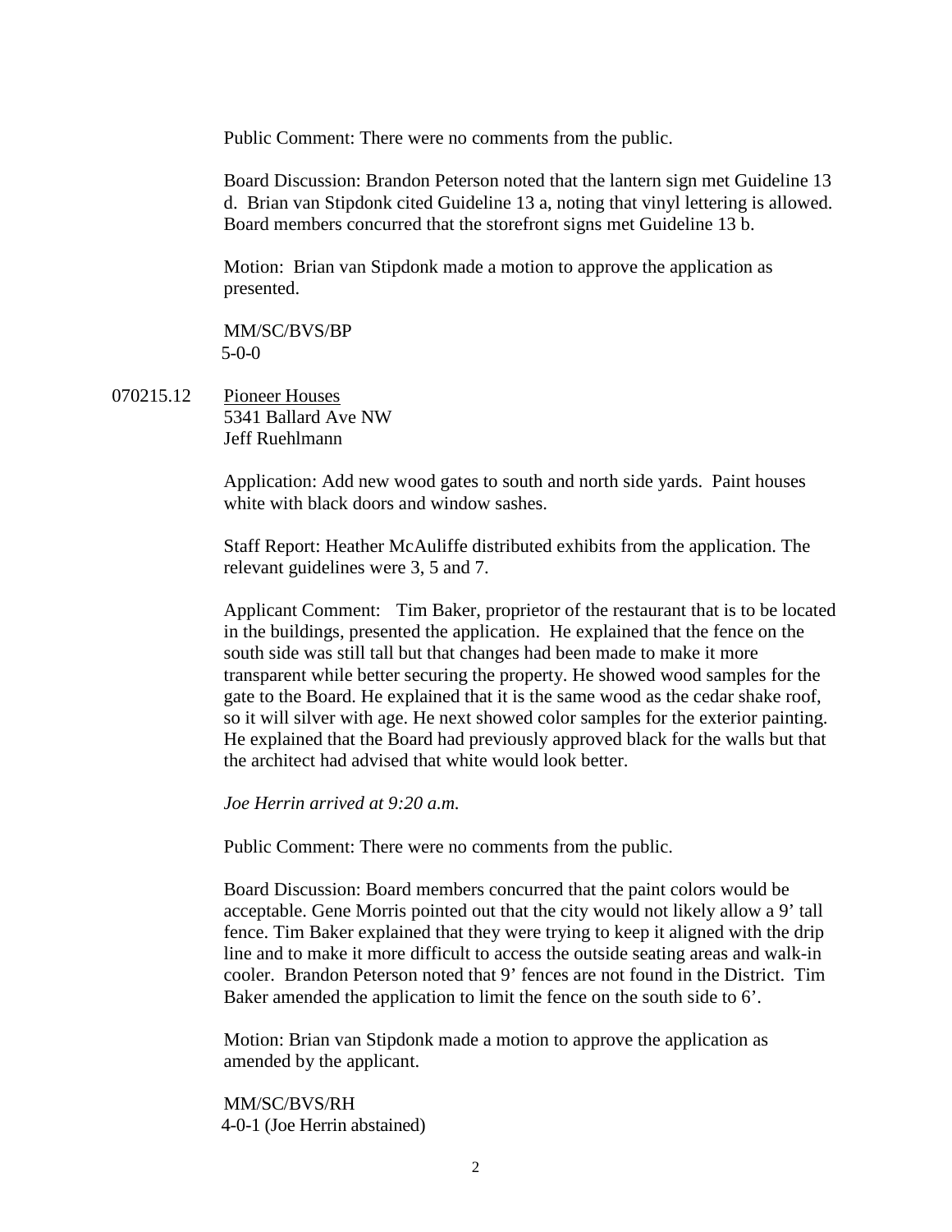Public Comment: There were no comments from the public.

Board Discussion: Brandon Peterson noted that the lantern sign met Guideline 13 d. Brian van Stipdonk cited Guideline 13 a, noting that vinyl lettering is allowed. Board members concurred that the storefront signs met Guideline 13 b.

Motion: Brian van Stipdonk made a motion to approve the application as presented.

MM/SC/BVS/BP
5-0-0

070215.12 Pioneer Houses
5341 Ballard Ave NW
Jeff Ruehlmann

Application: Add new wood gates to south and north side yards. Paint houses white with black doors and window sashes.

Staff Report: Heather McAuliffe distributed exhibits from the application. The relevant guidelines were 3, 5 and 7.

Applicant Comment: Tim Baker, proprietor of the restaurant that is to be located in the buildings, presented the application. He explained that the fence on the south side was still tall but that changes had been made to make it more transparent while better securing the property. He showed wood samples for the gate to the Board. He explained that it is the same wood as the cedar shake roof, so it will silver with age. He next showed color samples for the exterior painting. He explained that the Board had previously approved black for the walls but that the architect had advised that white would look better.

*Joe Herrin arrived at 9:20 a.m.*

Public Comment: There were no comments from the public.

Board Discussion: Board members concurred that the paint colors would be acceptable. Gene Morris pointed out that the city would not likely allow a 9' tall fence. Tim Baker explained that they were trying to keep it aligned with the drip line and to make it more difficult to access the outside seating areas and walk-in cooler. Brandon Peterson noted that 9' fences are not found in the District. Tim Baker amended the application to limit the fence on the south side to 6'.

Motion: Brian van Stipdonk made a motion to approve the application as amended by the applicant.

MM/SC/BVS/RH
4-0-1 (Joe Herrin abstained)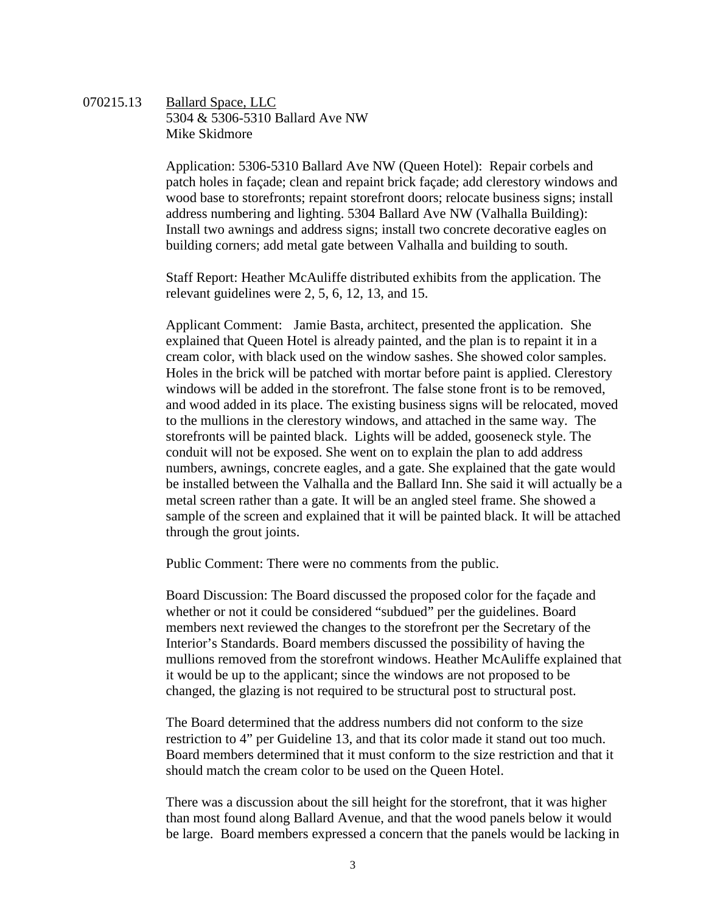070215.13 <u>Ballard Space, LLC</u>
5304 & 5306-5310 Ballard Ave NW
Mike Skidmore

Application: 5306-5310 Ballard Ave NW (Queen Hotel): Repair corbels and patch holes in façade; clean and repaint brick façade; add clerestory windows and wood base to storefronts; repaint storefront doors; relocate business signs; install address numbering and lighting. 5304 Ballard Ave NW (Valhalla Building): Install two awnings and address signs; install two concrete decorative eagles on building corners; add metal gate between Valhalla and building to south.

Staff Report: Heather McAuliffe distributed exhibits from the application. The relevant guidelines were 2, 5, 6, 12, 13, and 15.

Applicant Comment: Jamie Basta, architect, presented the application. She explained that Queen Hotel is already painted, and the plan is to repaint it in a cream color, with black used on the window sashes. She showed color samples. Holes in the brick will be patched with mortar before paint is applied. Clerestory windows will be added in the storefront. The false stone front is to be removed, and wood added in its place. The existing business signs will be relocated, moved to the mullions in the clerestory windows, and attached in the same way. The storefronts will be painted black. Lights will be added, gooseneck style. The conduit will not be exposed. She went on to explain the plan to add address numbers, awnings, concrete eagles, and a gate. She explained that the gate would be installed between the Valhalla and the Ballard Inn. She said it will actually be a metal screen rather than a gate. It will be an angled steel frame. She showed a sample of the screen and explained that it will be painted black. It will be attached through the grout joints.

Public Comment: There were no comments from the public.

Board Discussion: The Board discussed the proposed color for the façade and whether or not it could be considered "subdued" per the guidelines. Board members next reviewed the changes to the storefront per the Secretary of the Interior's Standards. Board members discussed the possibility of having the mullions removed from the storefront windows. Heather McAuliffe explained that it would be up to the applicant; since the windows are not proposed to be changed, the glazing is not required to be structural post to structural post.

The Board determined that the address numbers did not conform to the size restriction to 4" per Guideline 13, and that its color made it stand out too much. Board members determined that it must conform to the size restriction and that it should match the cream color to be used on the Queen Hotel.

There was a discussion about the sill height for the storefront, that it was higher than most found along Ballard Avenue, and that the wood panels below it would be large. Board members expressed a concern that the panels would be lacking in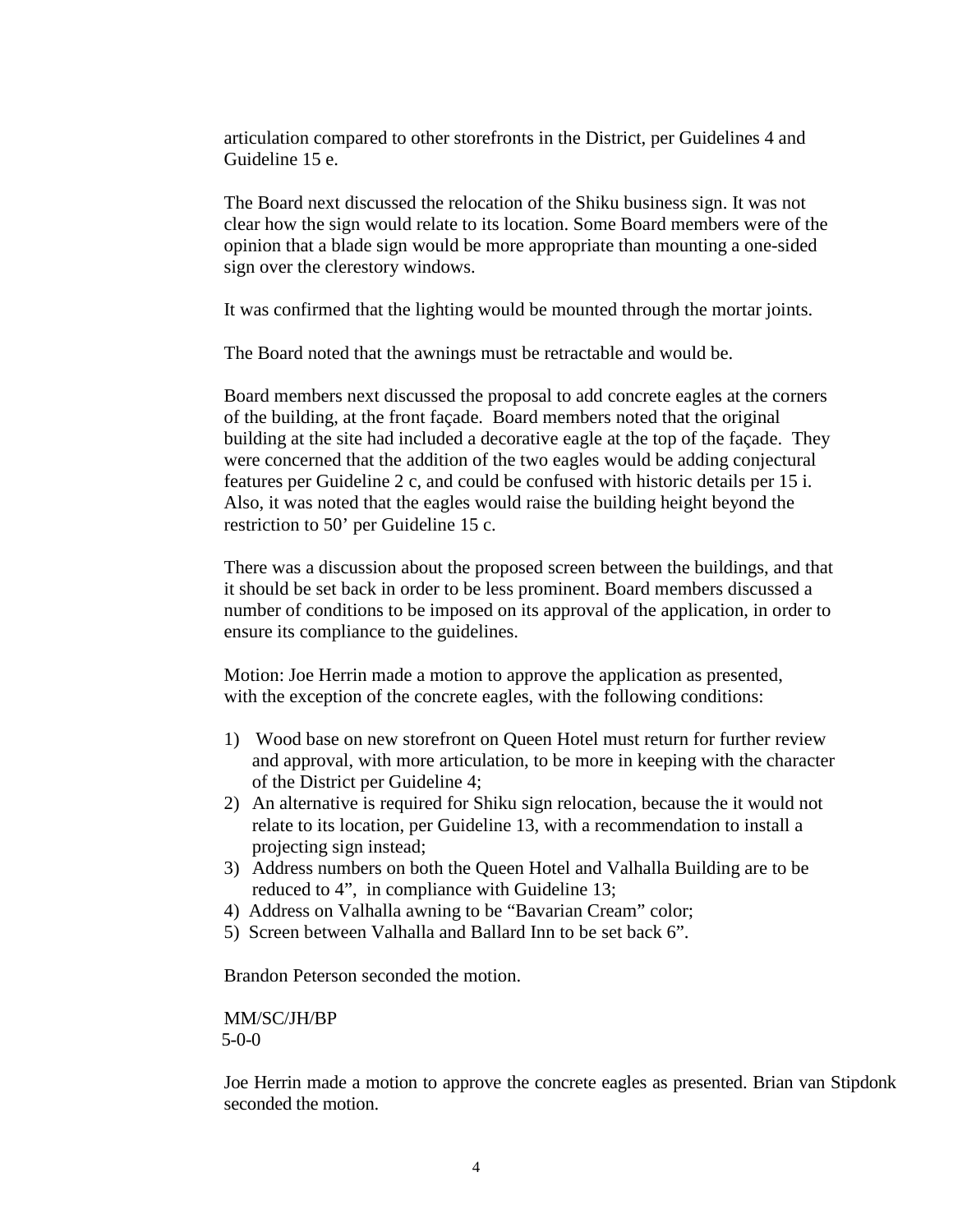articulation compared to other storefronts in the District, per Guidelines 4 and Guideline 15 e.

The Board next discussed the relocation of the Shiku business sign. It was not clear how the sign would relate to its location. Some Board members were of the opinion that a blade sign would be more appropriate than mounting a one-sided sign over the clerestory windows.

It was confirmed that the lighting would be mounted through the mortar joints.

The Board noted that the awnings must be retractable and would be.

Board members next discussed the proposal to add concrete eagles at the corners of the building, at the front façade. Board members noted that the original building at the site had included a decorative eagle at the top of the façade. They were concerned that the addition of the two eagles would be adding conjectural features per Guideline 2 c, and could be confused with historic details per 15 i. Also, it was noted that the eagles would raise the building height beyond the restriction to 50' per Guideline 15 c.

There was a discussion about the proposed screen between the buildings, and that it should be set back in order to be less prominent. Board members discussed a number of conditions to be imposed on its approval of the application, in order to ensure its compliance to the guidelines.

Motion: Joe Herrin made a motion to approve the application as presented, with the exception of the concrete eagles, with the following conditions:

1) Wood base on new storefront on Queen Hotel must return for further review and approval, with more articulation, to be more in keeping with the character of the District per Guideline 4;
2) An alternative is required for Shiku sign relocation, because the it would not relate to its location, per Guideline 13, with a recommendation to install a projecting sign instead;
3) Address numbers on both the Queen Hotel and Valhalla Building are to be reduced to 4", in compliance with Guideline 13;
4) Address on Valhalla awning to be "Bavarian Cream" color;
5) Screen between Valhalla and Ballard Inn to be set back 6".

Brandon Peterson seconded the motion.

MM/SC/JH/BP
5-0-0

Joe Herrin made a motion to approve the concrete eagles as presented. Brian van Stipdonk seconded the motion.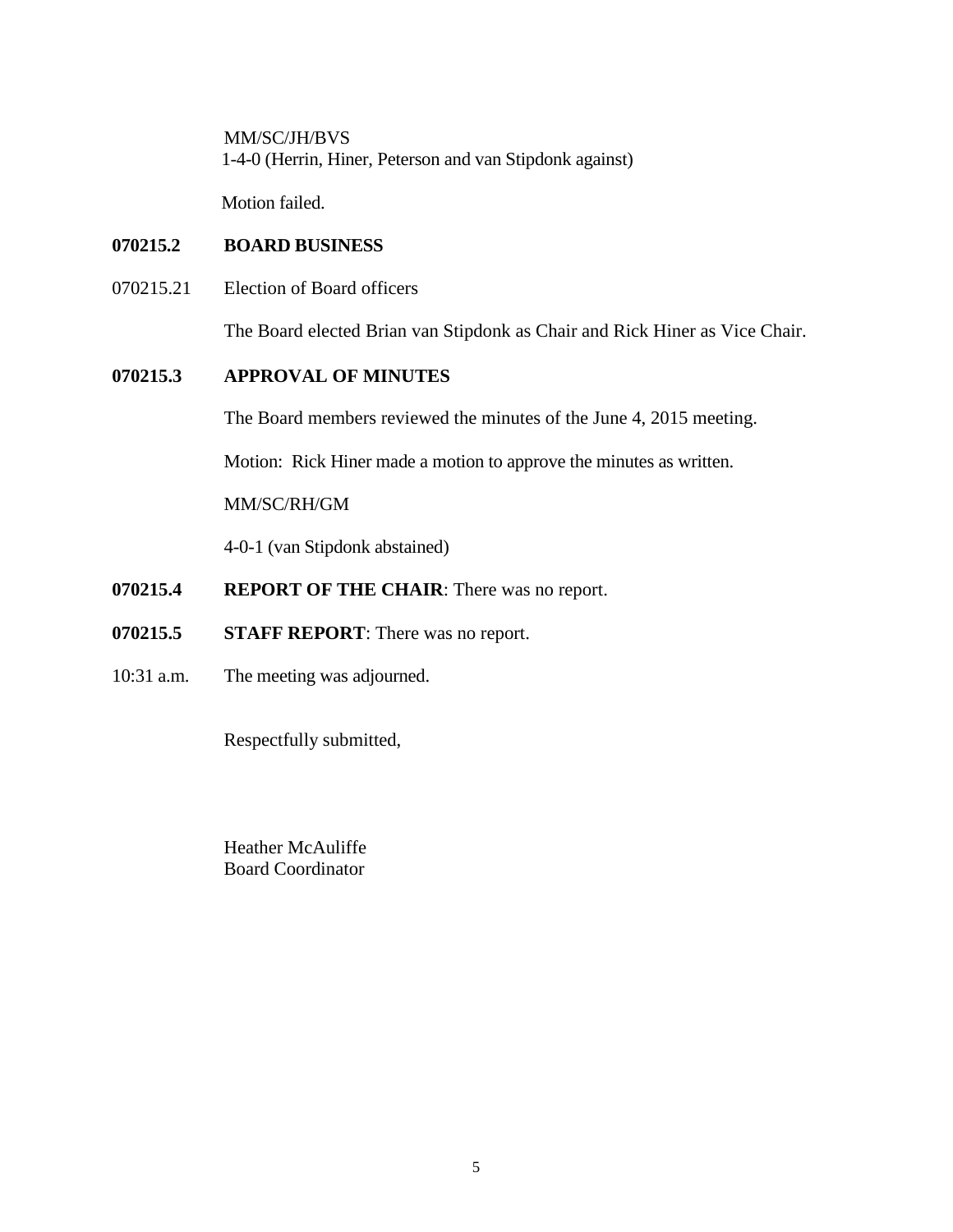MM/SC/JH/BVS
1-4-0 (Herrin, Hiner, Peterson and van Stipdonk against)

Motion failed.

**070215.2 BOARD BUSINESS**

070215.21 Election of Board officers

The Board elected Brian van Stipdonk as Chair and Rick Hiner as Vice Chair.

**070215.3 APPROVAL OF MINUTES**

The Board members reviewed the minutes of the June 4, 2015 meeting.

Motion: Rick Hiner made a motion to approve the minutes as written.

MM/SC/RH/GM

4-0-1 (van Stipdonk abstained)

**070215.4 REPORT OF THE CHAIR**: There was no report.

**070215.5 STAFF REPORT**: There was no report.

10:31 a.m. The meeting was adjourned.

Respectfully submitted,

Heather McAuliffe
Board Coordinator